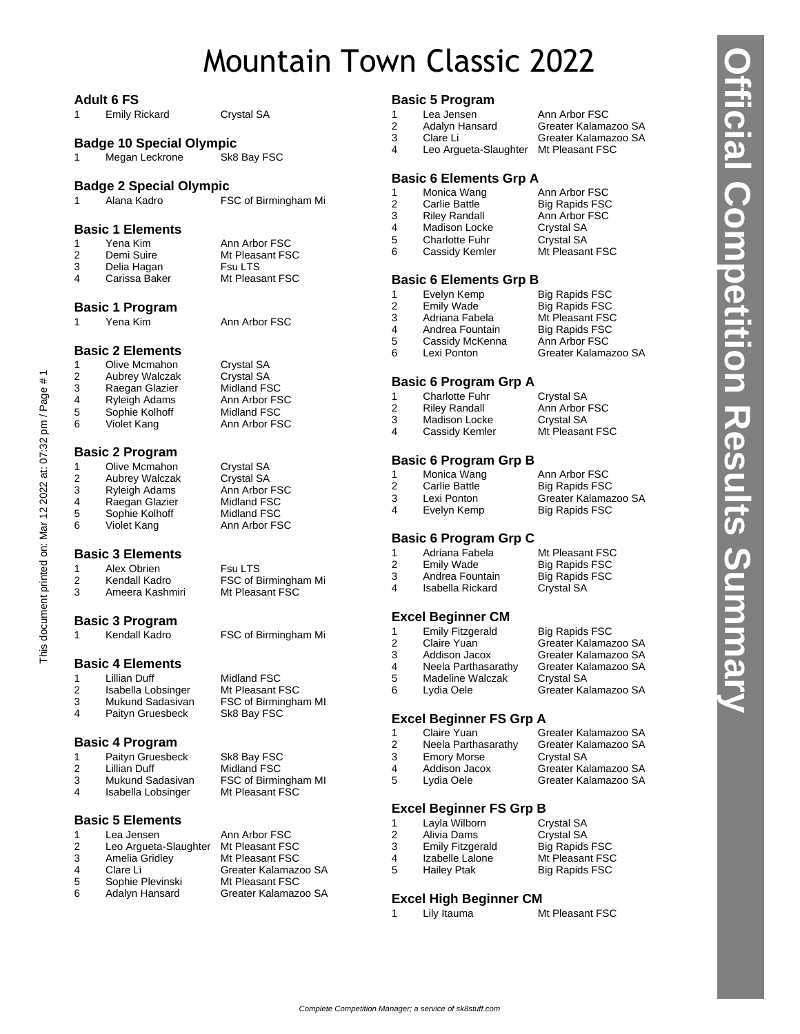# Mountain Town Classic 2022

### Adult 6 FS

| | | |
|---|---|---|
| 1 | Emily Rickard | Crystal SA |

### Badge 10 Special Olympic

| | | |
|---|---|---|
| 1 | Megan Leckrone | Sk8 Bay FSC |

### Badge 2 Special Olympic

| | | |
|---|---|---|
| 1 | Alana Kadro | FSC of Birmingham Mi |

### Basic 1 Elements

| | | |
|---|---|---|
| 1 | Yena Kim | Ann Arbor FSC |
| 2 | Demi Suire | Mt Pleasant FSC |
| 3 | Delia Hagan | Fsu LTS |
| 4 | Carissa Baker | Mt Pleasant FSC |

### Basic 1 Program

| | | |
|---|---|---|
| 1 | Yena Kim | Ann Arbor FSC |

### Basic 2 Elements

| | | |
|---|---|---|
| 1 | Olive Mcmahon | Crystal SA |
| 2 | Aubrey Walczak | Crystal SA |
| 3 | Raegan Glazier | Midland FSC |
| 4 | Ryleigh Adams | Ann Arbor FSC |
| 5 | Sophie Kolhoff | Midland FSC |
| 6 | Violet Kang | Ann Arbor FSC |

### Basic 2 Program

| | | |
|---|---|---|
| 1 | Olive Mcmahon | Crystal SA |
| 2 | Aubrey Walczak | Crystal SA |
| 3 | Ryleigh Adams | Ann Arbor FSC |
| 4 | Raegan Glazier | Midland FSC |
| 5 | Sophie Kolhoff | Midland FSC |
| 6 | Violet Kang | Ann Arbor FSC |

### Basic 3 Elements

| | | |
|---|---|---|
| 1 | Alex Obrien | Fsu LTS |
| 2 | Kendall Kadro | FSC of Birmingham Mi |
| 3 | Ameera Kashmiri | Mt Pleasant FSC |

### Basic 3 Program

| | | |
|---|---|---|
| 1 | Kendall Kadro | FSC of Birmingham Mi |

### Basic 4 Elements

| | | |
|---|---|---|
| 1 | Lillian Duff | Midland FSC |
| 2 | Isabella Lobsinger | Mt Pleasant FSC |
| 3 | Mukund Sadasivan | FSC of Birmingham MI |
| 4 | Paityn Gruesbeck | Sk8 Bay FSC |

### Basic 4 Program

| | | |
|---|---|---|
| 1 | Paityn Gruesbeck | Sk8 Bay FSC |
| 2 | Lillian Duff | Midland FSC |
| 3 | Mukund Sadasivan | FSC of Birmingham MI |
| 4 | Isabella Lobsinger | Mt Pleasant FSC |

### Basic 5 Elements

| | | |
|---|---|---|
| 1 | Lea Jensen | Ann Arbor FSC |
| 2 | Leo Argueta-Slaughter | Mt Pleasant FSC |
| 3 | Amelia Gridley | Mt Pleasant FSC |
| 4 | Clare Li | Greater Kalamazoo SA |
| 5 | Sophie Plevinski | Mt Pleasant FSC |
| 6 | Adalyn Hansard | Greater Kalamazoo SA |

### Basic 5 Program

| | | |
|---|---|---|
| 1 | Lea Jensen | Ann Arbor FSC |
| 2 | Adalyn Hansard | Greater Kalamazoo SA |
| 3 | Clare Li | Greater Kalamazoo SA |
| 4 | Leo Argueta-Slaughter | Mt Pleasant FSC |

### Basic 6 Elements Grp A

| | | |
|---|---|---|
| 1 | Monica Wang | Ann Arbor FSC |
| 2 | Carlie Battle | Big Rapids FSC |
| 3 | Riley Randall | Ann Arbor FSC |
| 4 | Madison Locke | Crystal SA |
| 5 | Charlotte Fuhr | Crystal SA |
| 6 | Cassidy Kemler | Mt Pleasant FSC |

### Basic 6 Elements Grp B

| | | |
|---|---|---|
| 1 | Evelyn Kemp | Big Rapids FSC |
| 2 | Emily Wade | Big Rapids FSC |
| 3 | Adriana Fabela | Mt Pleasant FSC |
| 4 | Andrea Fountain | Big Rapids FSC |
| 5 | Cassidy McKenna | Ann Arbor FSC |
| 6 | Lexi Ponton | Greater Kalamazoo SA |

### Basic 6 Program Grp A

| | | |
|---|---|---|
| 1 | Charlotte Fuhr | Crystal SA |
| 2 | Riley Randall | Ann Arbor FSC |
| 3 | Madison Locke | Crystal SA |
| 4 | Cassidy Kemler | Mt Pleasant FSC |

### Basic 6 Program Grp B

| | | |
|---|---|---|
| 1 | Monica Wang | Ann Arbor FSC |
| 2 | Carlie Battle | Big Rapids FSC |
| 3 | Lexi Ponton | Greater Kalamazoo SA |
| 4 | Evelyn Kemp | Big Rapids FSC |

### Basic 6 Program Grp C

| | | |
|---|---|---|
| 1 | Adriana Fabela | Mt Pleasant FSC |
| 2 | Emily Wade | Big Rapids FSC |
| 3 | Andrea Fountain | Big Rapids FSC |
| 4 | Isabella Rickard | Crystal SA |

### Excel Beginner CM

| | | |
|---|---|---|
| 1 | Emily Fitzgerald | Big Rapids FSC |
| 2 | Claire Yuan | Greater Kalamazoo SA |
| 3 | Addison Jacox | Greater Kalamazoo SA |
| 4 | Neela Parthasarathy | Greater Kalamazoo SA |
| 5 | Madeline Walczak | Crystal SA |
| 6 | Lydia Oele | Greater Kalamazoo SA |

### Excel Beginner FS Grp A

| | | |
|---|---|---|
| 1 | Claire Yuan | Greater Kalamazoo SA |
| 2 | Neela Parthasarathy | Greater Kalamazoo SA |
| 3 | Emory Morse | Crystal SA |
| 4 | Addison Jacox | Greater Kalamazoo SA |
| 5 | Lydia Oele | Greater Kalamazoo SA |

### Excel Beginner FS Grp B

| | | |
|---|---|---|
| 1 | Layla Wilborn | Crystal SA |
| 2 | Alivia Dams | Crystal SA |
| 3 | Emily Fitzgerald | Big Rapids FSC |
| 4 | Izabelle Lalone | Mt Pleasant FSC |
| 5 | Hailey Ptak | Big Rapids FSC |

### Excel High Beginner CM

| | | |
|---|---|---|
| 1 | Lily Itauma | Mt Pleasant FSC |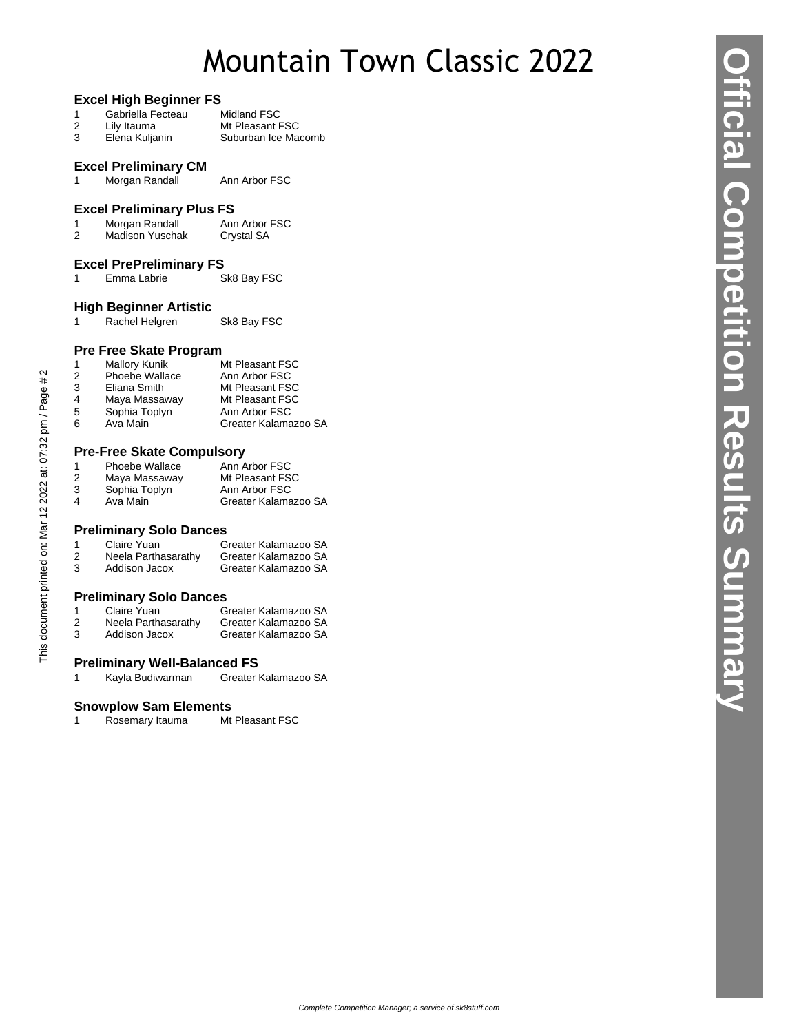# Mountain Town Classic 2022

### Excel High Beginner FS

| | | |
|---|---|---|
| 1 | Gabriella Fecteau | Midland FSC |
| 2 | Lily Itauma | Mt Pleasant FSC |
| 3 | Elena Kuljanin | Suburban Ice Macomb |

### Excel Preliminary CM

| | | |
|---|---|---|
| 1 | Morgan Randall | Ann Arbor FSC |

### Excel Preliminary Plus FS

| | | |
|---|---|---|
| 1 | Morgan Randall | Ann Arbor FSC |
| 2 | Madison Yuschak | Crystal SA |

### Excel PrePreliminary FS

| | | |
|---|---|---|
| 1 | Emma Labrie | Sk8 Bay FSC |

### High Beginner Artistic

| | | |
|---|---|---|
| 1 | Rachel Helgren | Sk8 Bay FSC |

### Pre Free Skate Program

| | | |
|---|---|---|
| 1 | Mallory Kunik | Mt Pleasant FSC |
| 2 | Phoebe Wallace | Ann Arbor FSC |
| 3 | Eliana Smith | Mt Pleasant FSC |
| 4 | Maya Massaway | Mt Pleasant FSC |
| 5 | Sophia Toplyn | Ann Arbor FSC |
| 6 | Ava Main | Greater Kalamazoo SA |

### Pre-Free Skate Compulsory

| | | |
|---|---|---|
| 1 | Phoebe Wallace | Ann Arbor FSC |
| 2 | Maya Massaway | Mt Pleasant FSC |
| 3 | Sophia Toplyn | Ann Arbor FSC |
| 4 | Ava Main | Greater Kalamazoo SA |

### Preliminary Solo Dances

| | | |
|---|---|---|
| 1 | Claire Yuan | Greater Kalamazoo SA |
| 2 | Neela Parthasarathy | Greater Kalamazoo SA |
| 3 | Addison Jacox | Greater Kalamazoo SA |

### Preliminary Solo Dances

| | | |
|---|---|---|
| 1 | Claire Yuan | Greater Kalamazoo SA |
| 2 | Neela Parthasarathy | Greater Kalamazoo SA |
| 3 | Addison Jacox | Greater Kalamazoo SA |

### Preliminary Well-Balanced FS

| | | |
|---|---|---|
| 1 | Kayla Budiwarman | Greater Kalamazoo SA |

### Snowplow Sam Elements

| | | |
|---|---|---|
| 1 | Rosemary Itauma | Mt Pleasant FSC |